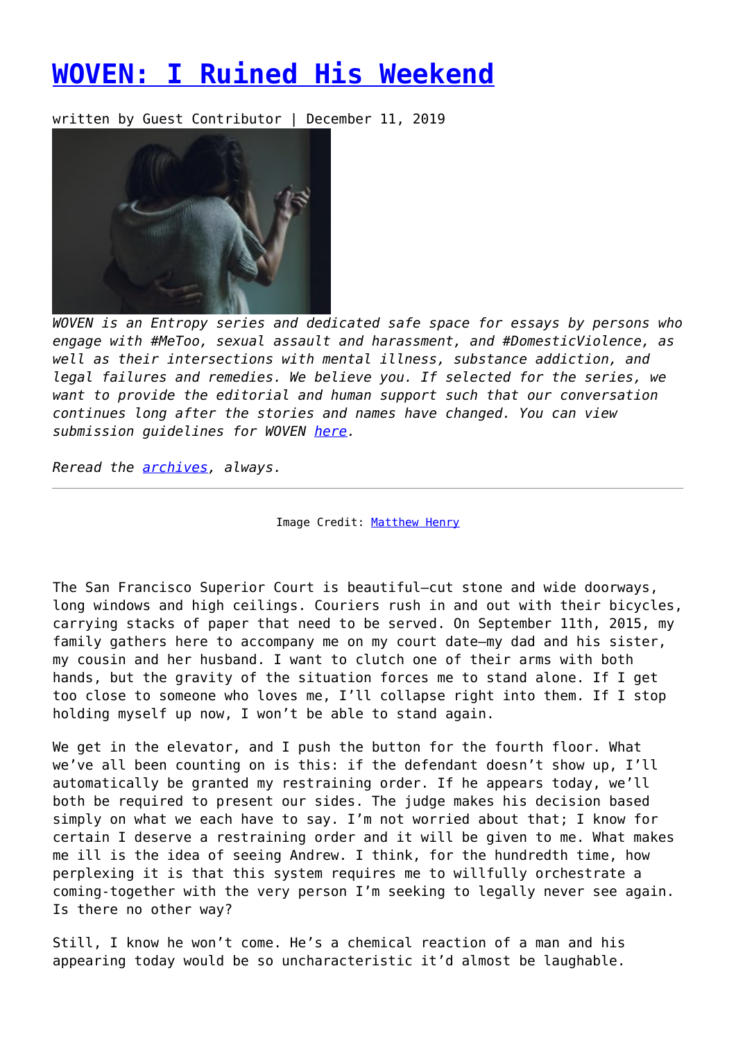# WOVEN: I Ruined His Weekend

written by Guest Contributor | December 11, 2019

*WOVEN is an Entropy series and dedicated safe space for essays by persons who engage with #MeToo, sexual assault and harassment, and #DomesticViolence, as well as their intersections with mental illness, substance addiction, and legal failures and remedies. We believe you. If selected for the series, we want to provide the editorial and human support such that our conversation continues long after the stories and names have changed. You can view submission guidelines for WOVEN here.*

*Reread the archives, always.*

---

Image Credit: Matthew Henry

The San Francisco Superior Court is beautiful—cut stone and wide doorways, long windows and high ceilings. Couriers rush in and out with their bicycles, carrying stacks of paper that need to be served. On September 11th, 2015, my family gathers here to accompany me on my court date—my dad and his sister, my cousin and her husband. I want to clutch one of their arms with both hands, but the gravity of the situation forces me to stand alone. If I get too close to someone who loves me, I'll collapse right into them. If I stop holding myself up now, I won't be able to stand again.

We get in the elevator, and I push the button for the fourth floor. What we've all been counting on is this: if the defendant doesn't show up, I'll automatically be granted my restraining order. If he appears today, we'll both be required to present our sides. The judge makes his decision based simply on what we each have to say. I'm not worried about that; I know for certain I deserve a restraining order and it will be given to me. What makes me ill is the idea of seeing Andrew. I think, for the hundredth time, how perplexing it is that this system requires me to willfully orchestrate a coming-together with the very person I'm seeking to legally never see again. Is there no other way?

Still, I know he won't come. He's a chemical reaction of a man and his appearing today would be so uncharacteristic it'd almost be laughable.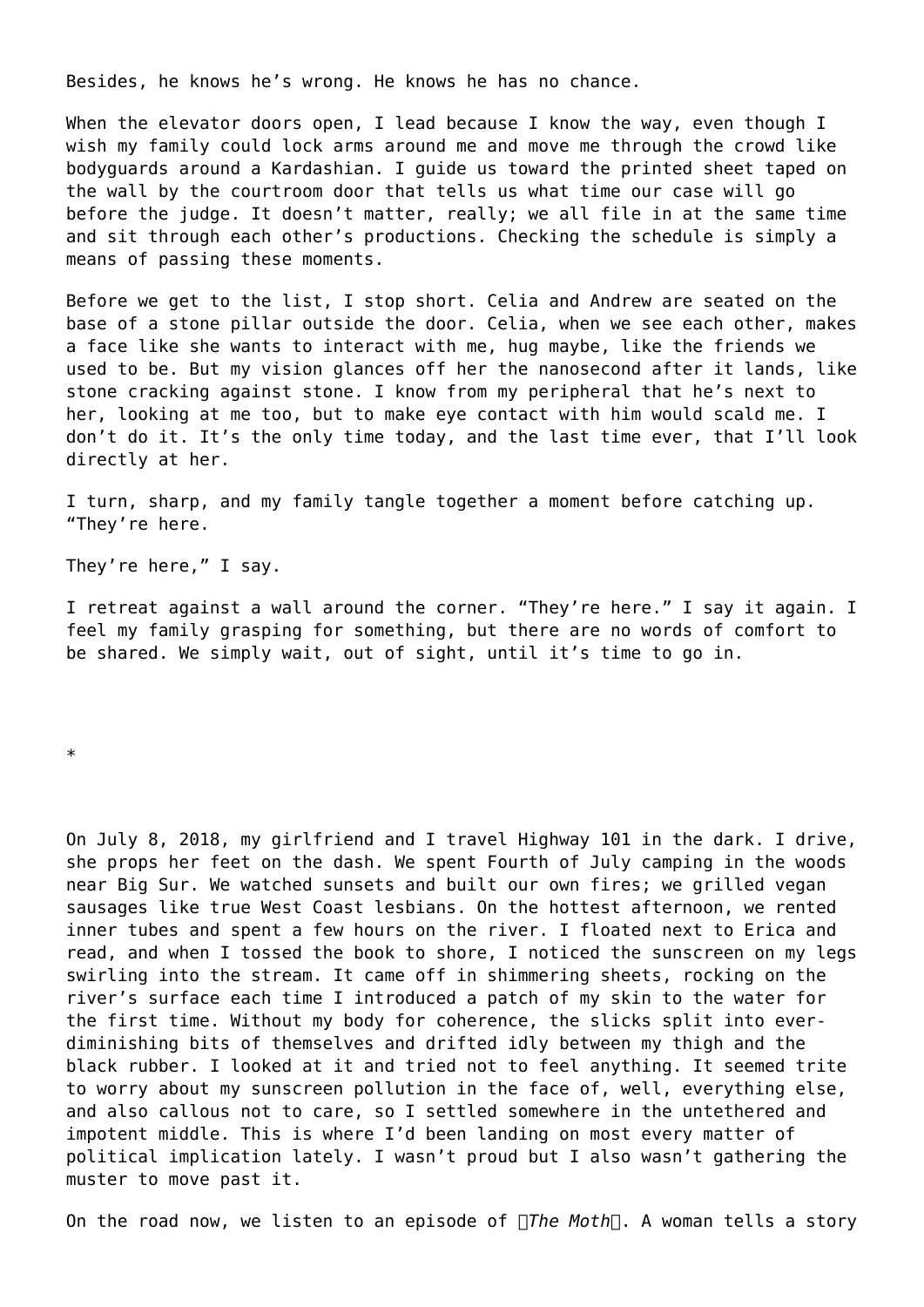Besides, he knows he's wrong. He knows he has no chance.

When the elevator doors open, I lead because I know the way, even though I wish my family could lock arms around me and move me through the crowd like bodyguards around a Kardashian. I guide us toward the printed sheet taped on the wall by the courtroom door that tells us what time our case will go before the judge. It doesn't matter, really; we all file in at the same time and sit through each other's productions. Checking the schedule is simply a means of passing these moments.

Before we get to the list, I stop short. Celia and Andrew are seated on the base of a stone pillar outside the door. Celia, when we see each other, makes a face like she wants to interact with me, hug maybe, like the friends we used to be. But my vision glances off her the nanosecond after it lands, like stone cracking against stone. I know from my peripheral that he's next to her, looking at me too, but to make eye contact with him would scald me. I don't do it. It's the only time today, and the last time ever, that I'll look directly at her.

I turn, sharp, and my family tangle together a moment before catching up. "They're here.

They're here," I say.

I retreat against a wall around the corner. "They're here." I say it again. I feel my family grasping for something, but there are no words of comfort to be shared. We simply wait, out of sight, until it's time to go in.

*

On July 8, 2018, my girlfriend and I travel Highway 101 in the dark. I drive, she props her feet on the dash. We spent Fourth of July camping in the woods near Big Sur. We watched sunsets and built our own fires; we grilled vegan sausages like true West Coast lesbians. On the hottest afternoon, we rented inner tubes and spent a few hours on the river. I floated next to Erica and read, and when I tossed the book to shore, I noticed the sunscreen on my legs swirling into the stream. It came off in shimmering sheets, rocking on the river's surface each time I introduced a patch of my skin to the water for the first time. Without my body for coherence, the slicks split into ever-diminishing bits of themselves and drifted idly between my thigh and the black rubber. I looked at it and tried not to feel anything. It seemed trite to worry about my sunscreen pollution in the face of, well, everything else, and also callous not to care, so I settled somewhere in the untethered and impotent middle. This is where I'd been landing on most every matter of political implication lately. I wasn't proud but I also wasn't gathering the muster to move past it.

On the road now, we listen to an episode of *The Moth*. A woman tells a story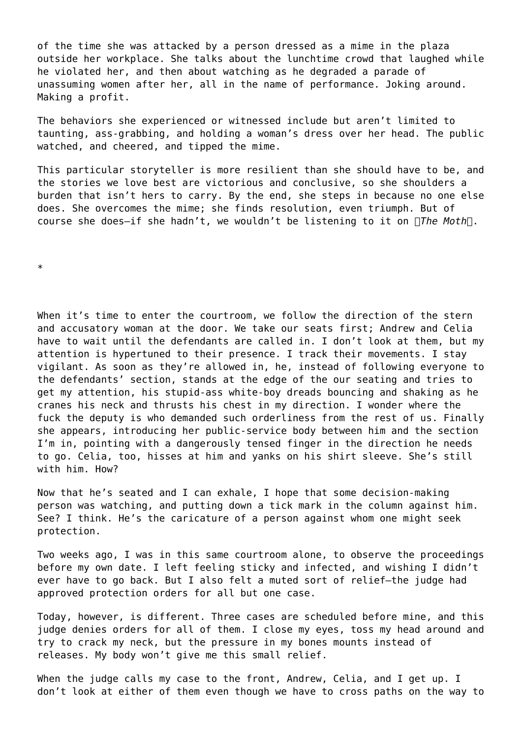of the time she was attacked by a person dressed as a mime in the plaza outside her workplace. She talks about the lunchtime crowd that laughed while he violated her, and then about watching as he degraded a parade of unassuming women after her, all in the name of performance. Joking around. Making a profit.

The behaviors she experienced or witnessed include but aren't limited to taunting, ass-grabbing, and holding a woman's dress over her head. The public watched, and cheered, and tipped the mime.

This particular storyteller is more resilient than she should have to be, and the stories we love best are victorious and conclusive, so she shoulders a burden that isn't hers to carry. By the end, she steps in because no one else does. She overcomes the mime; she finds resolution, even triumph. But of course she does—if she hadn't, we wouldn't be listening to it on *The Moth*.

*

When it's time to enter the courtroom, we follow the direction of the stern and accusatory woman at the door. We take our seats first; Andrew and Celia have to wait until the defendants are called in. I don't look at them, but my attention is hypertuned to their presence. I track their movements. I stay vigilant. As soon as they're allowed in, he, instead of following everyone to the defendants' section, stands at the edge of the our seating and tries to get my attention, his stupid-ass white-boy dreads bouncing and shaking as he cranes his neck and thrusts his chest in my direction. I wonder where the fuck the deputy is who demanded such orderliness from the rest of us. Finally she appears, introducing her public-service body between him and the section I'm in, pointing with a dangerously tensed finger in the direction he needs to go. Celia, too, hisses at him and yanks on his shirt sleeve. She's still with him. How?

Now that he's seated and I can exhale, I hope that some decision-making person was watching, and putting down a tick mark in the column against him. See? I think. He's the caricature of a person against whom one might seek protection.

Two weeks ago, I was in this same courtroom alone, to observe the proceedings before my own date. I left feeling sticky and infected, and wishing I didn't ever have to go back. But I also felt a muted sort of relief—the judge had approved protection orders for all but one case.

Today, however, is different. Three cases are scheduled before mine, and this judge denies orders for all of them. I close my eyes, toss my head around and try to crack my neck, but the pressure in my bones mounts instead of releases. My body won't give me this small relief.

When the judge calls my case to the front, Andrew, Celia, and I get up. I don't look at either of them even though we have to cross paths on the way to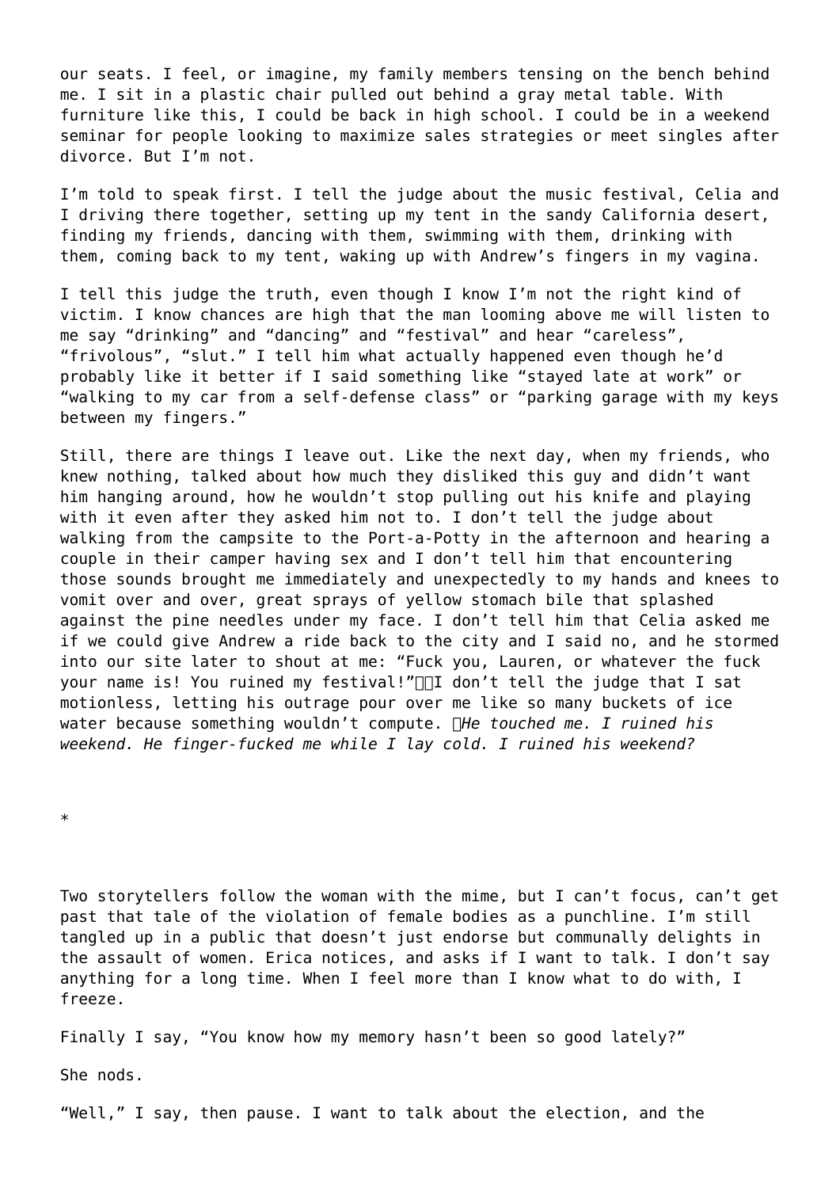our seats. I feel, or imagine, my family members tensing on the bench behind me. I sit in a plastic chair pulled out behind a gray metal table. With furniture like this, I could be back in high school. I could be in a weekend seminar for people looking to maximize sales strategies or meet singles after divorce. But I'm not.

I'm told to speak first. I tell the judge about the music festival, Celia and I driving there together, setting up my tent in the sandy California desert, finding my friends, dancing with them, swimming with them, drinking with them, coming back to my tent, waking up with Andrew's fingers in my vagina.

I tell this judge the truth, even though I know I'm not the right kind of victim. I know chances are high that the man looming above me will listen to me say "drinking" and "dancing" and "festival" and hear "careless", "frivolous", "slut." I tell him what actually happened even though he'd probably like it better if I said something like "stayed late at work" or "walking to my car from a self-defense class" or "parking garage with my keys between my fingers."

Still, there are things I leave out. Like the next day, when my friends, who knew nothing, talked about how much they disliked this guy and didn't want him hanging around, how he wouldn't stop pulling out his knife and playing with it even after they asked him not to. I don't tell the judge about walking from the campsite to the Port-a-Potty in the afternoon and hearing a couple in their camper having sex and I don't tell him that encountering those sounds brought me immediately and unexpectedly to my hands and knees to vomit over and over, great sprays of yellow stomach bile that splashed against the pine needles under my face. I don't tell him that Celia asked me if we could give Andrew a ride back to the city and I said no, and he stormed into our site later to shout at me: "Fuck you, Lauren, or whatever the fuck your name is! You ruined my festival!" I don't tell the judge that I sat motionless, letting his outrage pour over me like so many buckets of ice water because something wouldn't compute. *He touched me. I ruined his weekend. He finger-fucked me while I lay cold. I ruined his weekend?*

*

Two storytellers follow the woman with the mime, but I can't focus, can't get past that tale of the violation of female bodies as a punchline. I'm still tangled up in a public that doesn't just endorse but communally delights in the assault of women. Erica notices, and asks if I want to talk. I don't say anything for a long time. When I feel more than I know what to do with, I freeze.

Finally I say, "You know how my memory hasn't been so good lately?"

She nods.

"Well," I say, then pause. I want to talk about the election, and the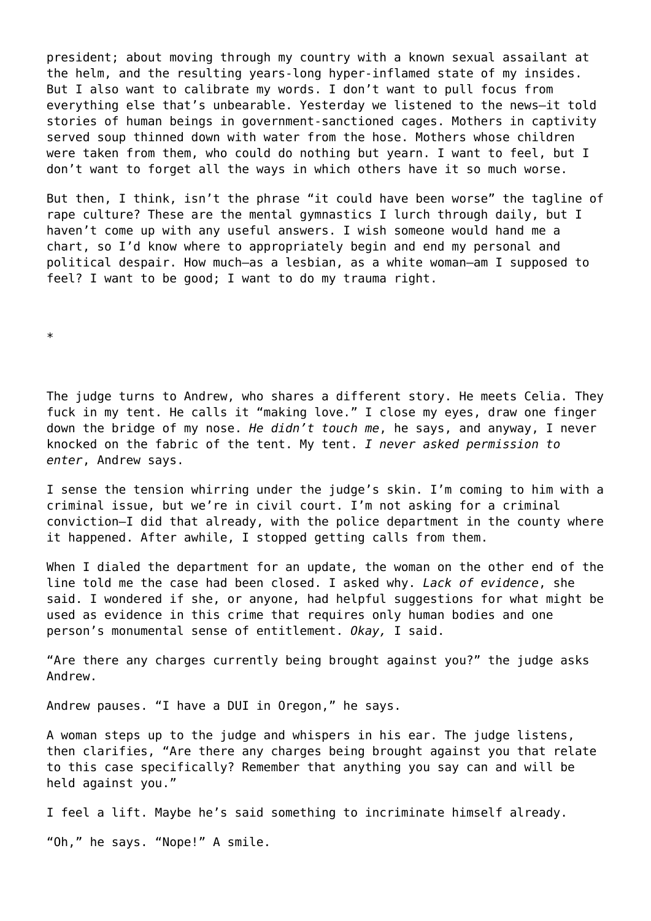president; about moving through my country with a known sexual assailant at the helm, and the resulting years-long hyper-inflamed state of my insides. But I also want to calibrate my words. I don't want to pull focus from everything else that's unbearable. Yesterday we listened to the news—it told stories of human beings in government-sanctioned cages. Mothers in captivity served soup thinned down with water from the hose. Mothers whose children were taken from them, who could do nothing but yearn. I want to feel, but I don't want to forget all the ways in which others have it so much worse.

But then, I think, isn't the phrase "it could have been worse" the tagline of rape culture? These are the mental gymnastics I lurch through daily, but I haven't come up with any useful answers. I wish someone would hand me a chart, so I'd know where to appropriately begin and end my personal and political despair. How much—as a lesbian, as a white woman—am I supposed to feel? I want to be good; I want to do my trauma right.

*

The judge turns to Andrew, who shares a different story. He meets Celia. They fuck in my tent. He calls it "making love." I close my eyes, draw one finger down the bridge of my nose. *He didn't touch me*, he says, and anyway, I never knocked on the fabric of the tent. My tent. *I never asked permission to enter*, Andrew says.

I sense the tension whirring under the judge's skin. I'm coming to him with a criminal issue, but we're in civil court. I'm not asking for a criminal conviction—I did that already, with the police department in the county where it happened. After awhile, I stopped getting calls from them.

When I dialed the department for an update, the woman on the other end of the line told me the case had been closed. I asked why. *Lack of evidence*, she said. I wondered if she, or anyone, had helpful suggestions for what might be used as evidence in this crime that requires only human bodies and one person's monumental sense of entitlement. *Okay,* I said.

"Are there any charges currently being brought against you?" the judge asks Andrew.

Andrew pauses. "I have a DUI in Oregon," he says.

A woman steps up to the judge and whispers in his ear. The judge listens, then clarifies, "Are there any charges being brought against you that relate to this case specifically? Remember that anything you say can and will be held against you."

I feel a lift. Maybe he's said something to incriminate himself already.

"Oh," he says. "Nope!" A smile.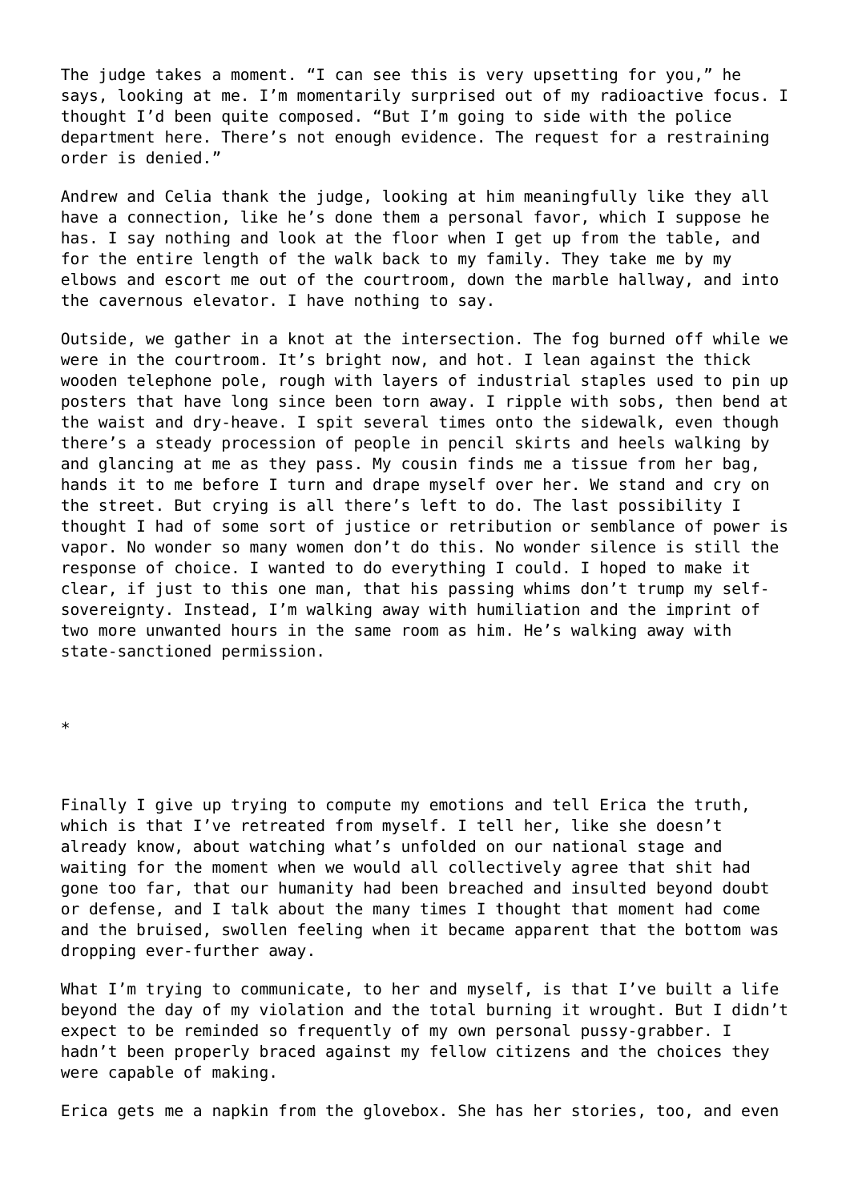The judge takes a moment. "I can see this is very upsetting for you," he says, looking at me. I'm momentarily surprised out of my radioactive focus. I thought I'd been quite composed. "But I'm going to side with the police department here. There's not enough evidence. The request for a restraining order is denied."

Andrew and Celia thank the judge, looking at him meaningfully like they all have a connection, like he's done them a personal favor, which I suppose he has. I say nothing and look at the floor when I get up from the table, and for the entire length of the walk back to my family. They take me by my elbows and escort me out of the courtroom, down the marble hallway, and into the cavernous elevator. I have nothing to say.

Outside, we gather in a knot at the intersection. The fog burned off while we were in the courtroom. It's bright now, and hot. I lean against the thick wooden telephone pole, rough with layers of industrial staples used to pin up posters that have long since been torn away. I ripple with sobs, then bend at the waist and dry-heave. I spit several times onto the sidewalk, even though there's a steady procession of people in pencil skirts and heels walking by and glancing at me as they pass. My cousin finds me a tissue from her bag, hands it to me before I turn and drape myself over her. We stand and cry on the street. But crying is all there's left to do. The last possibility I thought I had of some sort of justice or retribution or semblance of power is vapor. No wonder so many women don't do this. No wonder silence is still the response of choice. I wanted to do everything I could. I hoped to make it clear, if just to this one man, that his passing whims don't trump my self-sovereignty. Instead, I'm walking away with humiliation and the imprint of two more unwanted hours in the same room as him. He's walking away with state-sanctioned permission.

*

Finally I give up trying to compute my emotions and tell Erica the truth, which is that I've retreated from myself. I tell her, like she doesn't already know, about watching what's unfolded on our national stage and waiting for the moment when we would all collectively agree that shit had gone too far, that our humanity had been breached and insulted beyond doubt or defense, and I talk about the many times I thought that moment had come and the bruised, swollen feeling when it became apparent that the bottom was dropping ever-further away.

What I'm trying to communicate, to her and myself, is that I've built a life beyond the day of my violation and the total burning it wrought. But I didn't expect to be reminded so frequently of my own personal pussy-grabber. I hadn't been properly braced against my fellow citizens and the choices they were capable of making.

Erica gets me a napkin from the glovebox. She has her stories, too, and even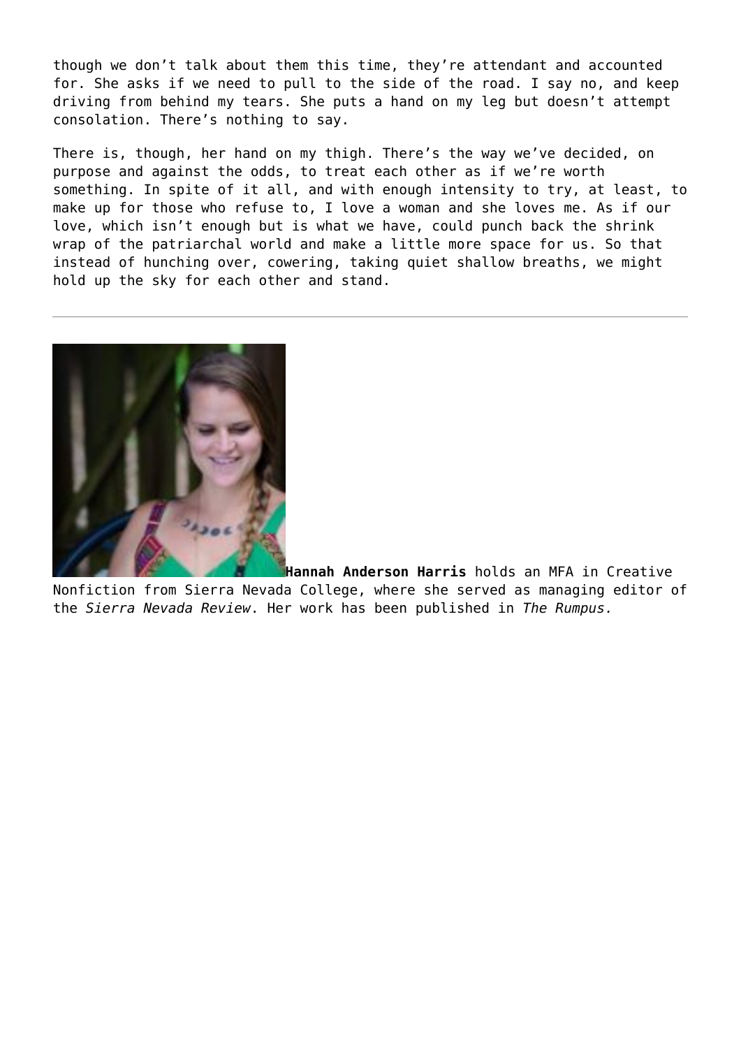though we don't talk about them this time, they're attendant and accounted for. She asks if we need to pull to the side of the road. I say no, and keep driving from behind my tears. She puts a hand on my leg but doesn't attempt consolation. There's nothing to say.

There is, though, her hand on my thigh. There's the way we've decided, on purpose and against the odds, to treat each other as if we're worth something. In spite of it all, and with enough intensity to try, at least, to make up for those who refuse to, I love a woman and she loves me. As if our love, which isn't enough but is what we have, could punch back the shrink wrap of the patriarchal world and make a little more space for us. So that instead of hunching over, cowering, taking quiet shallow breaths, we might hold up the sky for each other and stand.

---

**Hannah Anderson Harris** holds an MFA in Creative Nonfiction from Sierra Nevada College, where she served as managing editor of the *Sierra Nevada Review*. Her work has been published in *The Rumpus.*